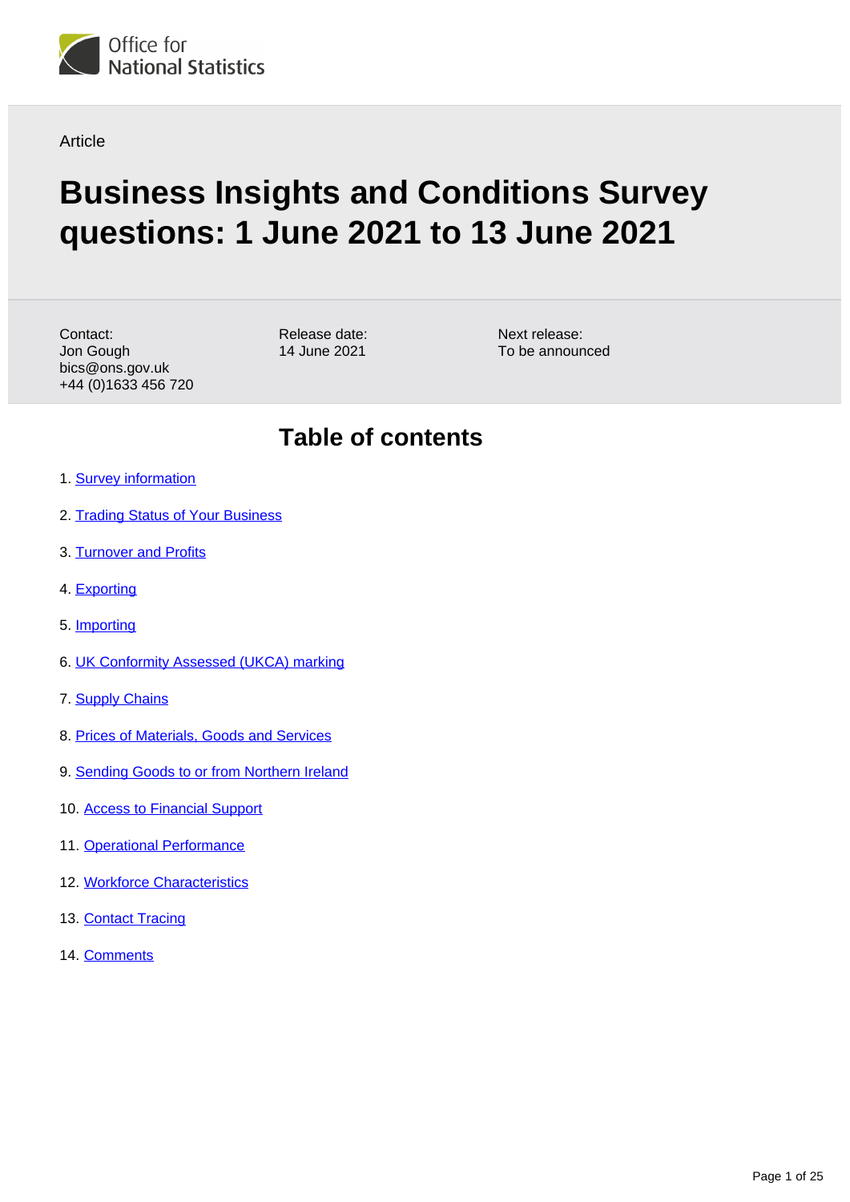Office for National Statistics

Article

# Business Insights and Conditions Survey questions: 1 June 2021 to 13 June 2021

Contact:
Jon Gough
bics@ons.gov.uk
+44 (0)1633 456 720

Release date:
14 June 2021

Next release:
To be announced

## Table of contents

1. Survey information
2. Trading Status of Your Business
3. Turnover and Profits
4. Exporting
5. Importing
6. UK Conformity Assessed (UKCA) marking
7. Supply Chains
8. Prices of Materials, Goods and Services
9. Sending Goods to or from Northern Ireland
10. Access to Financial Support
11. Operational Performance
12. Workforce Characteristics
13. Contact Tracing
14. Comments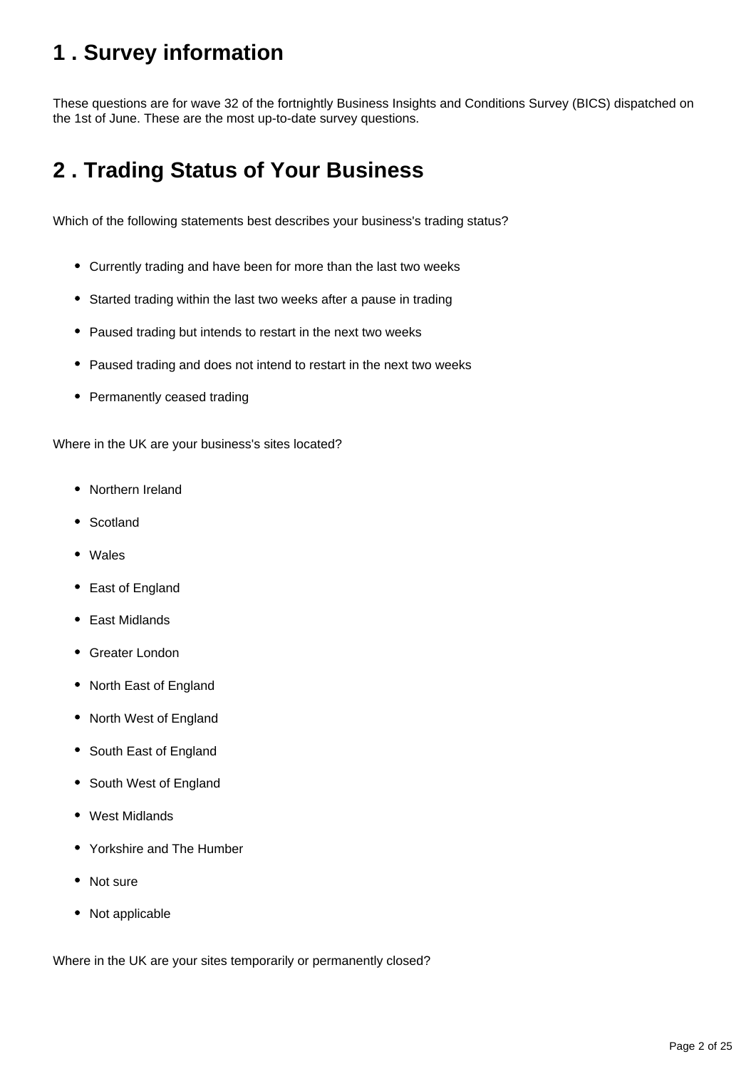## 1 . Survey information

These questions are for wave 32 of the fortnightly Business Insights and Conditions Survey (BICS) dispatched on the 1st of June. These are the most up-to-date survey questions.

## 2 . Trading Status of Your Business

Which of the following statements best describes your business's trading status?

- Currently trading and have been for more than the last two weeks
- Started trading within the last two weeks after a pause in trading
- Paused trading but intends to restart in the next two weeks
- Paused trading and does not intend to restart in the next two weeks
- Permanently ceased trading

Where in the UK are your business's sites located?

- Northern Ireland
- Scotland
- Wales
- East of England
- East Midlands
- Greater London
- North East of England
- North West of England
- South East of England
- South West of England
- West Midlands
- Yorkshire and The Humber
- Not sure
- Not applicable

Where in the UK are your sites temporarily or permanently closed?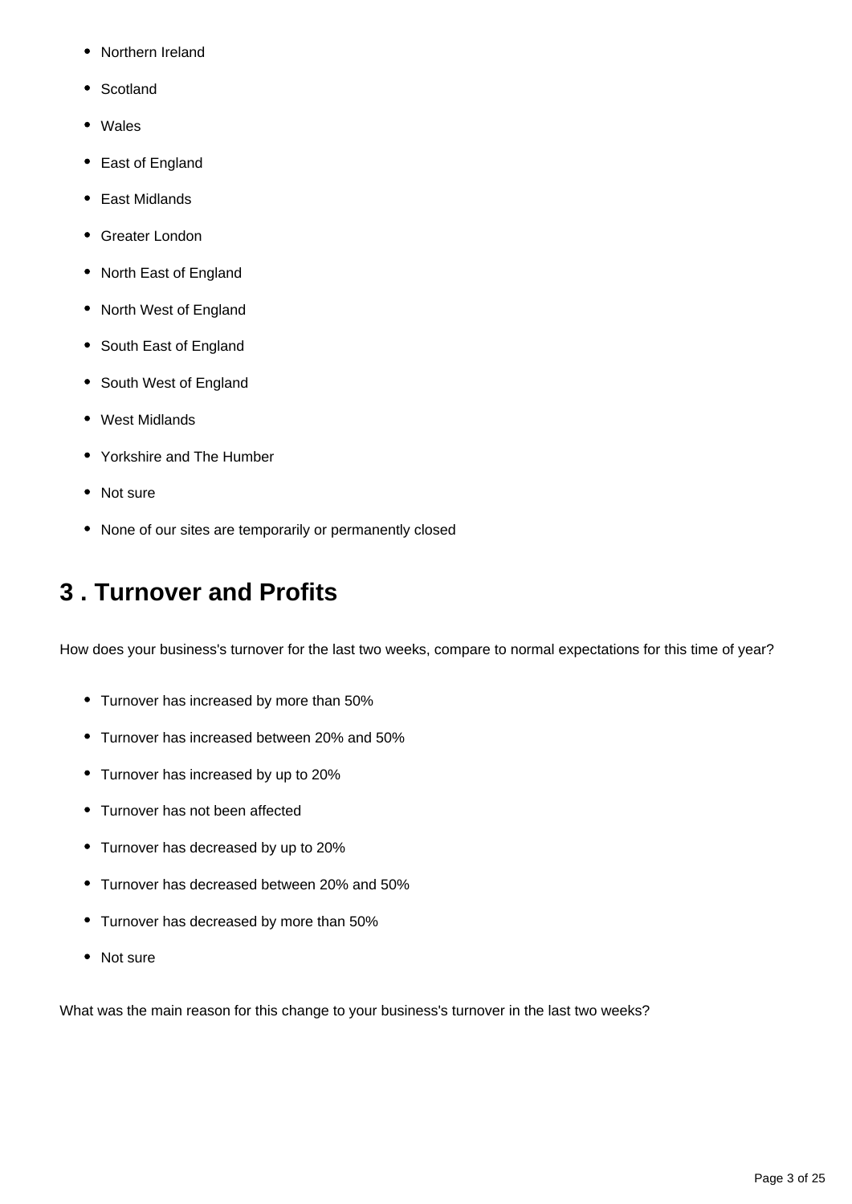- Northern Ireland
- Scotland
- Wales
- East of England
- East Midlands
- Greater London
- North East of England
- North West of England
- South East of England
- South West of England
- West Midlands
- Yorkshire and The Humber
- Not sure
- None of our sites are temporarily or permanently closed

## 3 . Turnover and Profits

How does your business's turnover for the last two weeks, compare to normal expectations for this time of year?

- Turnover has increased by more than 50%
- Turnover has increased between 20% and 50%
- Turnover has increased by up to 20%
- Turnover has not been affected
- Turnover has decreased by up to 20%
- Turnover has decreased between 20% and 50%
- Turnover has decreased by more than 50%
- Not sure

What was the main reason for this change to your business's turnover in the last two weeks?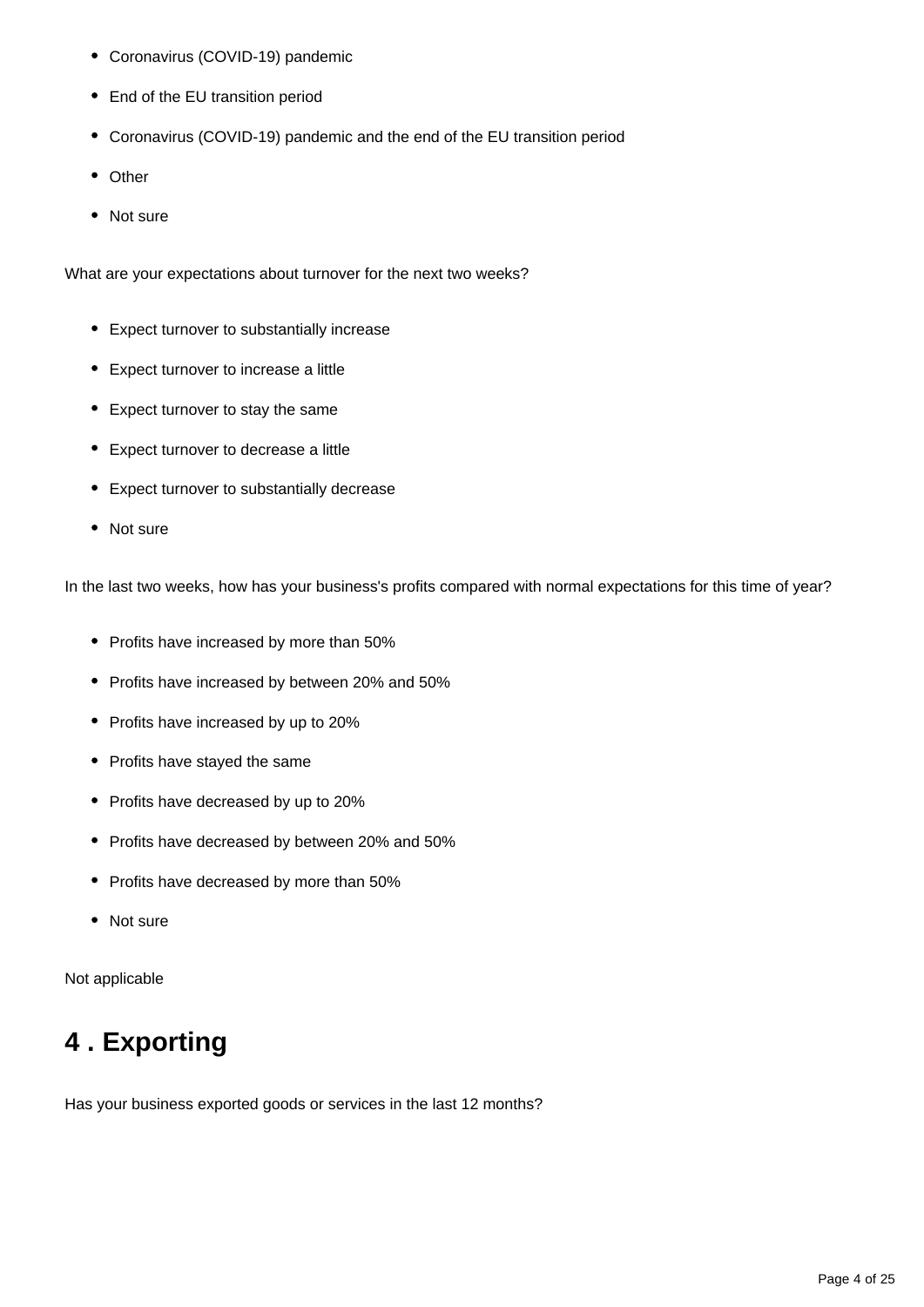- Coronavirus (COVID-19) pandemic
- End of the EU transition period
- Coronavirus (COVID-19) pandemic and the end of the EU transition period
- Other
- Not sure

What are your expectations about turnover for the next two weeks?

- Expect turnover to substantially increase
- Expect turnover to increase a little
- Expect turnover to stay the same
- Expect turnover to decrease a little
- Expect turnover to substantially decrease
- Not sure

In the last two weeks, how has your business's profits compared with normal expectations for this time of year?

- Profits have increased by more than 50%
- Profits have increased by between 20% and 50%
- Profits have increased by up to 20%
- Profits have stayed the same
- Profits have decreased by up to 20%
- Profits have decreased by between 20% and 50%
- Profits have decreased by more than 50%
- Not sure

Not applicable

## 4 . Exporting

Has your business exported goods or services in the last 12 months?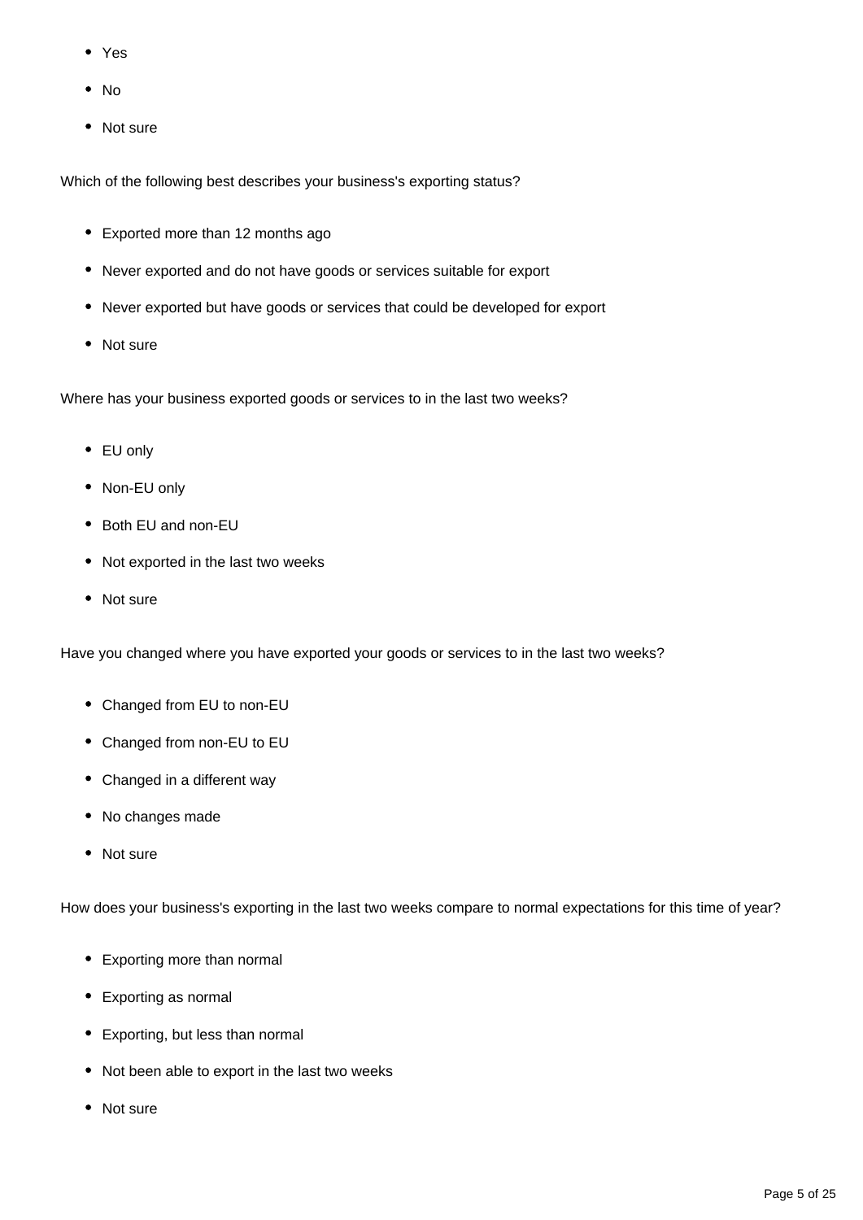- Yes
- No
- Not sure

Which of the following best describes your business's exporting status?

- Exported more than 12 months ago
- Never exported and do not have goods or services suitable for export
- Never exported but have goods or services that could be developed for export
- Not sure

Where has your business exported goods or services to in the last two weeks?

- EU only
- Non-EU only
- Both EU and non-EU
- Not exported in the last two weeks
- Not sure

Have you changed where you have exported your goods or services to in the last two weeks?

- Changed from EU to non-EU
- Changed from non-EU to EU
- Changed in a different way
- No changes made
- Not sure

How does your business's exporting in the last two weeks compare to normal expectations for this time of year?

- Exporting more than normal
- Exporting as normal
- Exporting, but less than normal
- Not been able to export in the last two weeks
- Not sure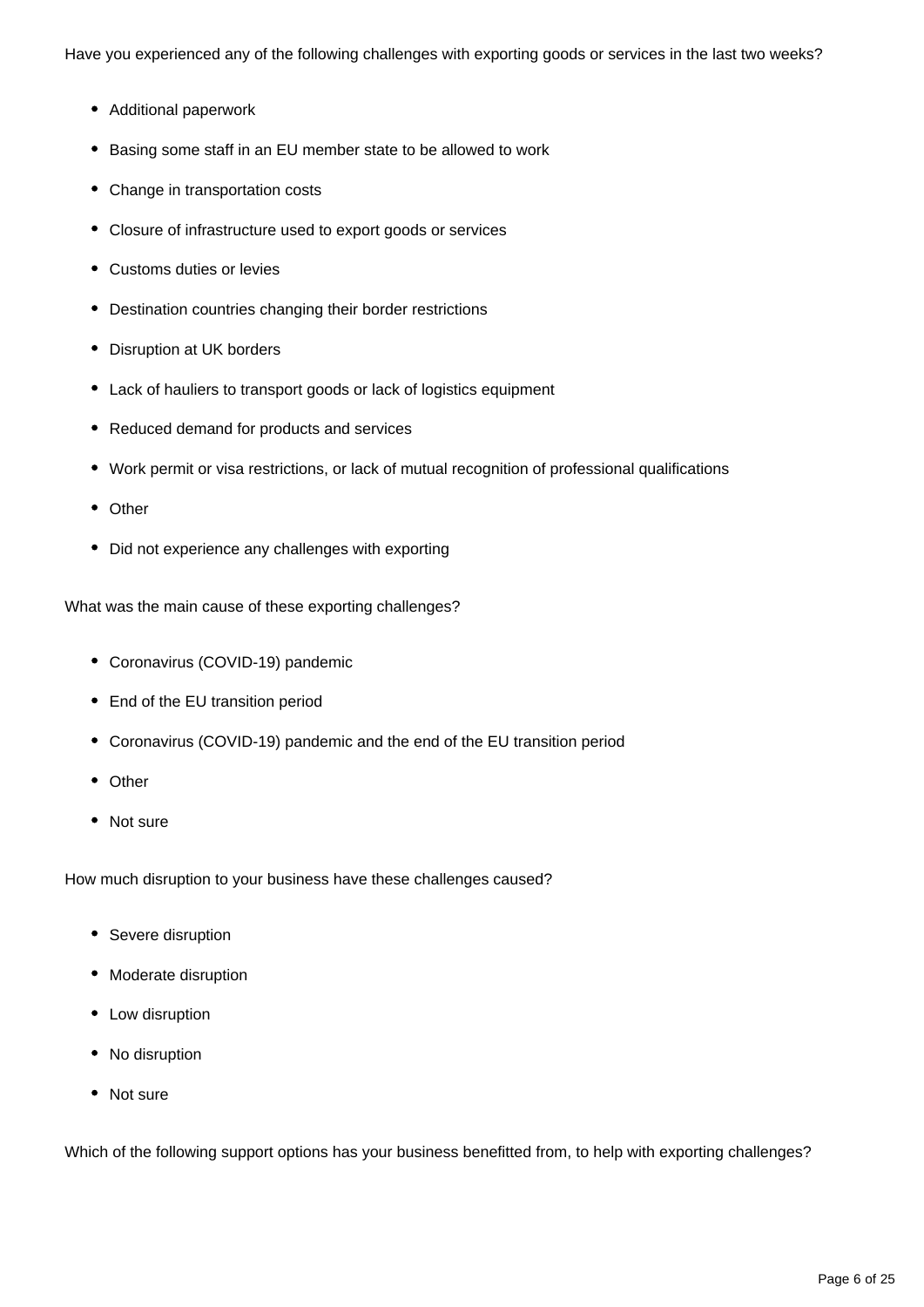Have you experienced any of the following challenges with exporting goods or services in the last two weeks?

- Additional paperwork
- Basing some staff in an EU member state to be allowed to work
- Change in transportation costs
- Closure of infrastructure used to export goods or services
- Customs duties or levies
- Destination countries changing their border restrictions
- Disruption at UK borders
- Lack of hauliers to transport goods or lack of logistics equipment
- Reduced demand for products and services
- Work permit or visa restrictions, or lack of mutual recognition of professional qualifications
- Other
- Did not experience any challenges with exporting

What was the main cause of these exporting challenges?

- Coronavirus (COVID-19) pandemic
- End of the EU transition period
- Coronavirus (COVID-19) pandemic and the end of the EU transition period
- Other
- Not sure

How much disruption to your business have these challenges caused?

- Severe disruption
- Moderate disruption
- Low disruption
- No disruption
- Not sure

Which of the following support options has your business benefitted from, to help with exporting challenges?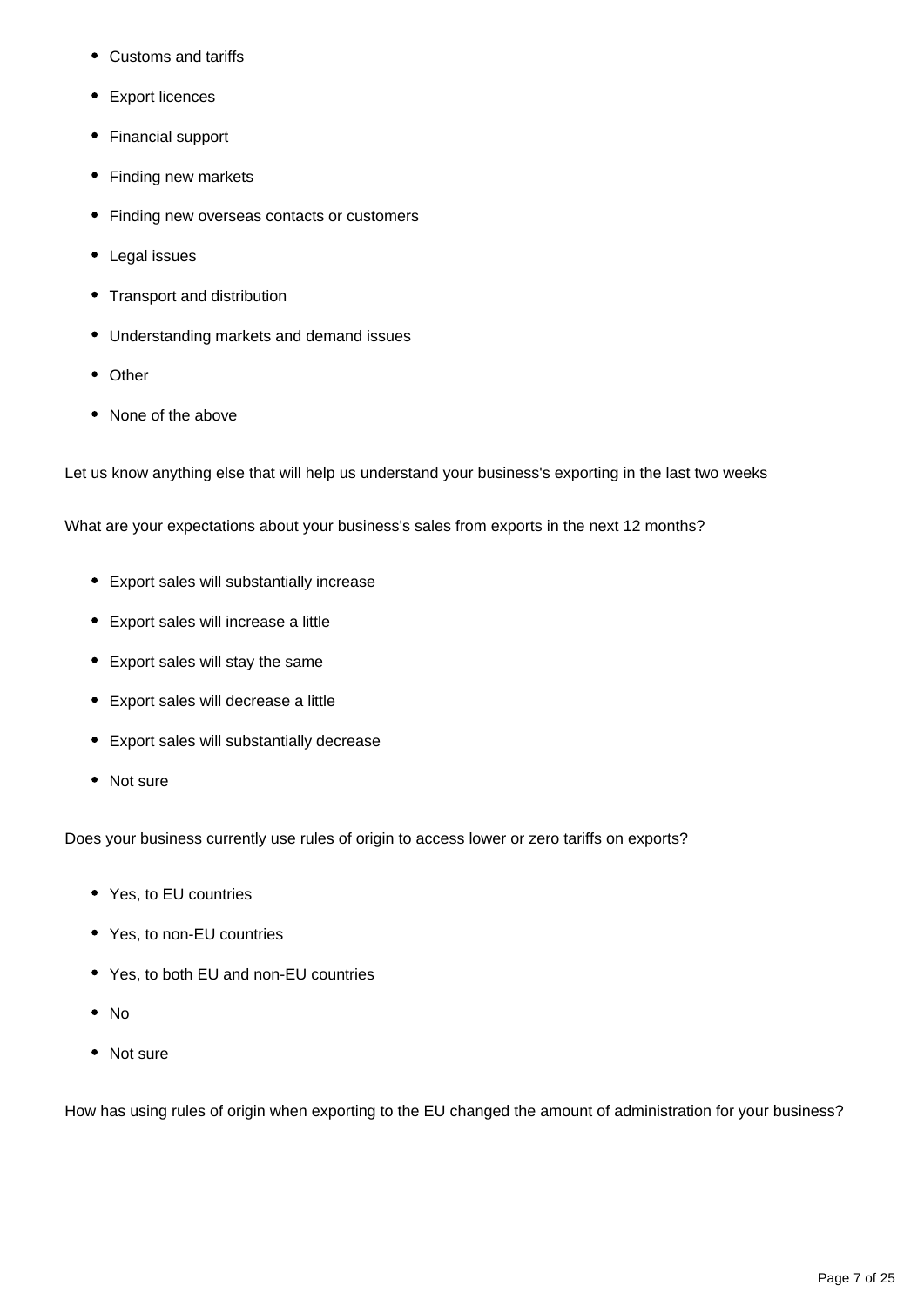- Customs and tariffs
- Export licences
- Financial support
- Finding new markets
- Finding new overseas contacts or customers
- Legal issues
- Transport and distribution
- Understanding markets and demand issues
- Other
- None of the above

Let us know anything else that will help us understand your business's exporting in the last two weeks

What are your expectations about your business's sales from exports in the next 12 months?

- Export sales will substantially increase
- Export sales will increase a little
- Export sales will stay the same
- Export sales will decrease a little
- Export sales will substantially decrease
- Not sure

Does your business currently use rules of origin to access lower or zero tariffs on exports?

- Yes, to EU countries
- Yes, to non-EU countries
- Yes, to both EU and non-EU countries
- No
- Not sure

How has using rules of origin when exporting to the EU changed the amount of administration for your business?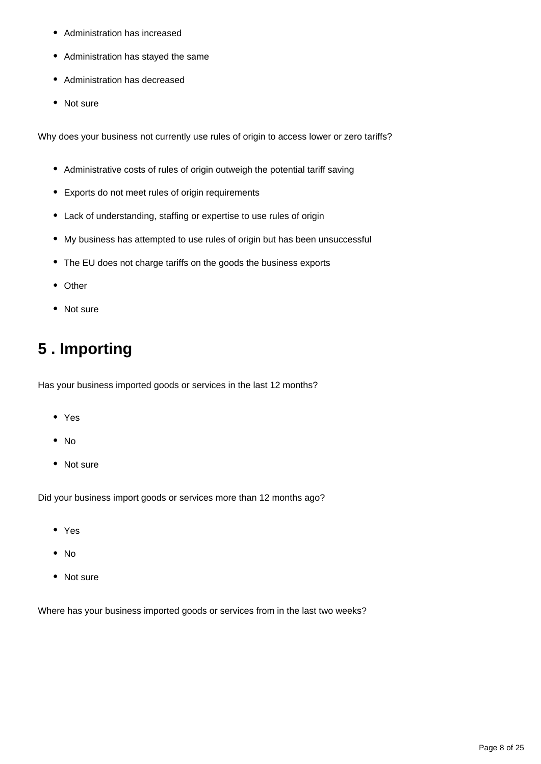- Administration has increased
- Administration has stayed the same
- Administration has decreased
- Not sure

Why does your business not currently use rules of origin to access lower or zero tariffs?

- Administrative costs of rules of origin outweigh the potential tariff saving
- Exports do not meet rules of origin requirements
- Lack of understanding, staffing or expertise to use rules of origin
- My business has attempted to use rules of origin but has been unsuccessful
- The EU does not charge tariffs on the goods the business exports
- Other
- Not sure

## 5 . Importing

Has your business imported goods or services in the last 12 months?

- Yes
- No
- Not sure

Did your business import goods or services more than 12 months ago?

- Yes
- No
- Not sure

Where has your business imported goods or services from in the last two weeks?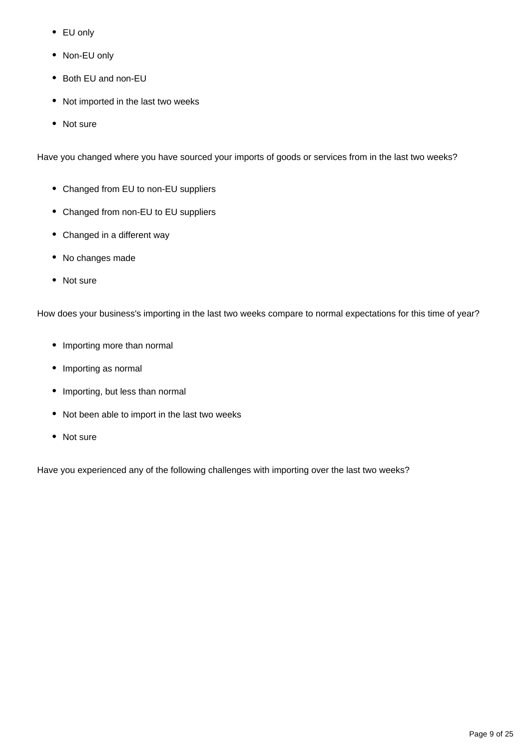- EU only
- Non-EU only
- Both EU and non-EU
- Not imported in the last two weeks
- Not sure

Have you changed where you have sourced your imports of goods or services from in the last two weeks?

- Changed from EU to non-EU suppliers
- Changed from non-EU to EU suppliers
- Changed in a different way
- No changes made
- Not sure

How does your business's importing in the last two weeks compare to normal expectations for this time of year?

- Importing more than normal
- Importing as normal
- Importing, but less than normal
- Not been able to import in the last two weeks
- Not sure

Have you experienced any of the following challenges with importing over the last two weeks?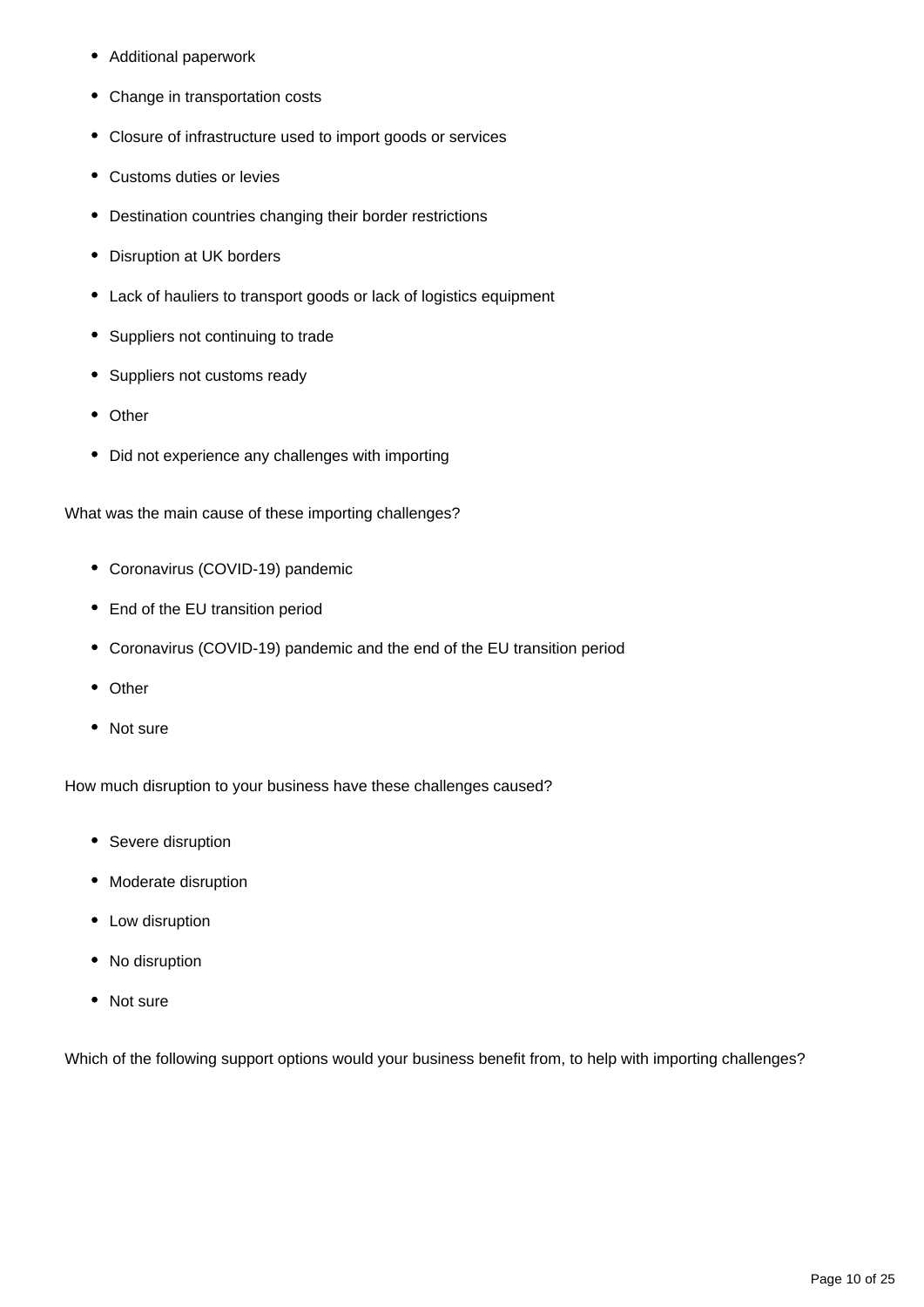- Additional paperwork
- Change in transportation costs
- Closure of infrastructure used to import goods or services
- Customs duties or levies
- Destination countries changing their border restrictions
- Disruption at UK borders
- Lack of hauliers to transport goods or lack of logistics equipment
- Suppliers not continuing to trade
- Suppliers not customs ready
- Other
- Did not experience any challenges with importing

What was the main cause of these importing challenges?

- Coronavirus (COVID-19) pandemic
- End of the EU transition period
- Coronavirus (COVID-19) pandemic and the end of the EU transition period
- Other
- Not sure

How much disruption to your business have these challenges caused?

- Severe disruption
- Moderate disruption
- Low disruption
- No disruption
- Not sure

Which of the following support options would your business benefit from, to help with importing challenges?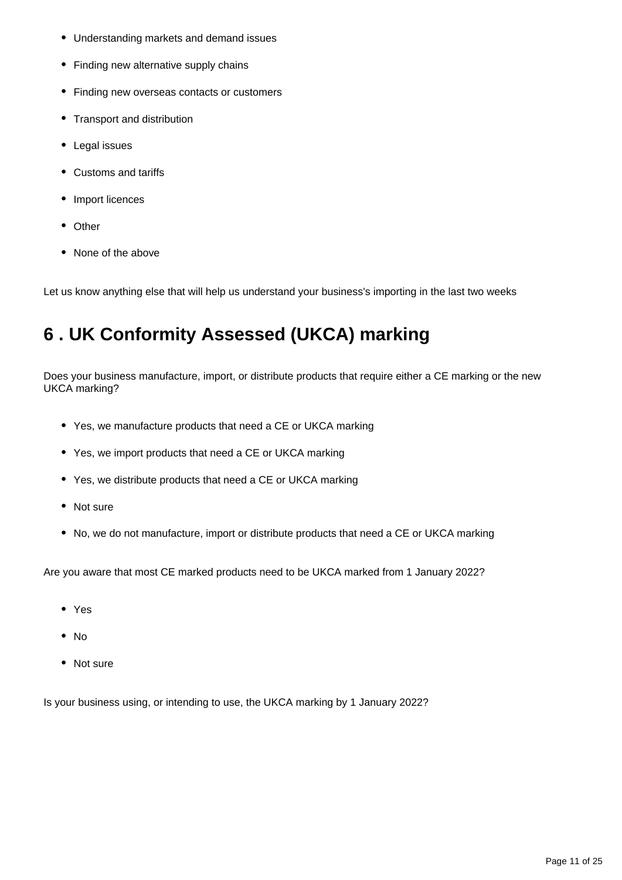- Understanding markets and demand issues
- Finding new alternative supply chains
- Finding new overseas contacts or customers
- Transport and distribution
- Legal issues
- Customs and tariffs
- Import licences
- Other
- None of the above

Let us know anything else that will help us understand your business's importing in the last two weeks

## 6 . UK Conformity Assessed (UKCA) marking

Does your business manufacture, import, or distribute products that require either a CE marking or the new UKCA marking?

- Yes, we manufacture products that need a CE or UKCA marking
- Yes, we import products that need a CE or UKCA marking
- Yes, we distribute products that need a CE or UKCA marking
- Not sure
- No, we do not manufacture, import or distribute products that need a CE or UKCA marking

Are you aware that most CE marked products need to be UKCA marked from 1 January 2022?

- Yes
- No
- Not sure

Is your business using, or intending to use, the UKCA marking by 1 January 2022?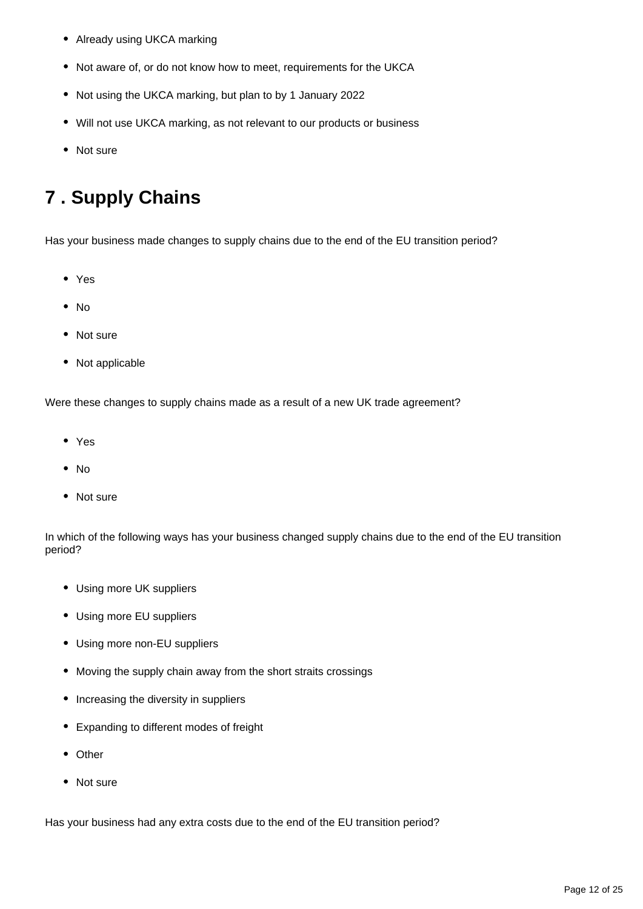- Already using UKCA marking
- Not aware of, or do not know how to meet, requirements for the UKCA
- Not using the UKCA marking, but plan to by 1 January 2022
- Will not use UKCA marking, as not relevant to our products or business
- Not sure

## 7 . Supply Chains

Has your business made changes to supply chains due to the end of the EU transition period?

- Yes
- No
- Not sure
- Not applicable

Were these changes to supply chains made as a result of a new UK trade agreement?

- Yes
- No
- Not sure

In which of the following ways has your business changed supply chains due to the end of the EU transition period?

- Using more UK suppliers
- Using more EU suppliers
- Using more non-EU suppliers
- Moving the supply chain away from the short straits crossings
- Increasing the diversity in suppliers
- Expanding to different modes of freight
- Other
- Not sure

Has your business had any extra costs due to the end of the EU transition period?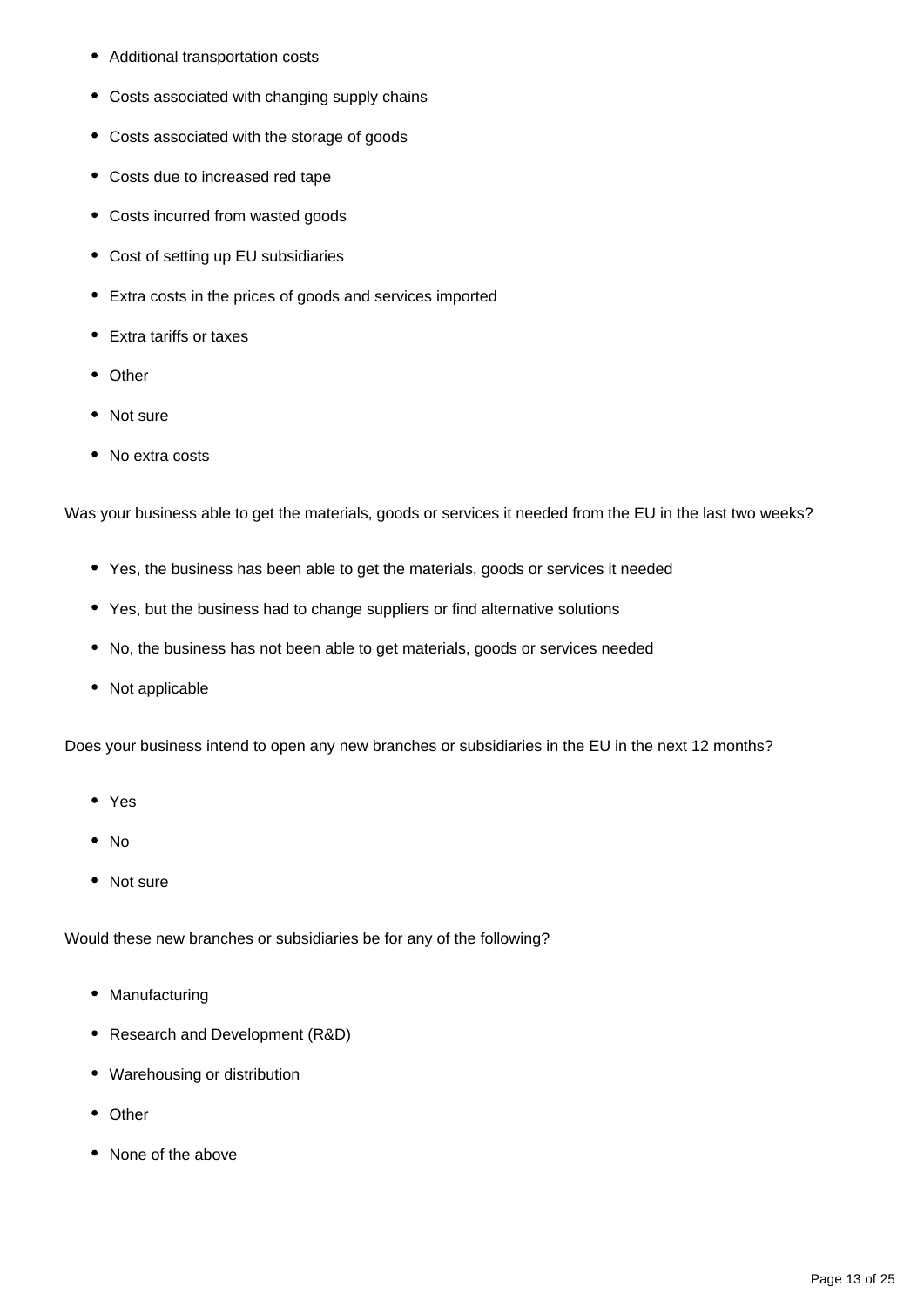- Additional transportation costs
- Costs associated with changing supply chains
- Costs associated with the storage of goods
- Costs due to increased red tape
- Costs incurred from wasted goods
- Cost of setting up EU subsidiaries
- Extra costs in the prices of goods and services imported
- Extra tariffs or taxes
- Other
- Not sure
- No extra costs

Was your business able to get the materials, goods or services it needed from the EU in the last two weeks?

- Yes, the business has been able to get the materials, goods or services it needed
- Yes, but the business had to change suppliers or find alternative solutions
- No, the business has not been able to get materials, goods or services needed
- Not applicable

Does your business intend to open any new branches or subsidiaries in the EU in the next 12 months?

- Yes
- No
- Not sure

Would these new branches or subsidiaries be for any of the following?

- Manufacturing
- Research and Development (R&D)
- Warehousing or distribution
- Other
- None of the above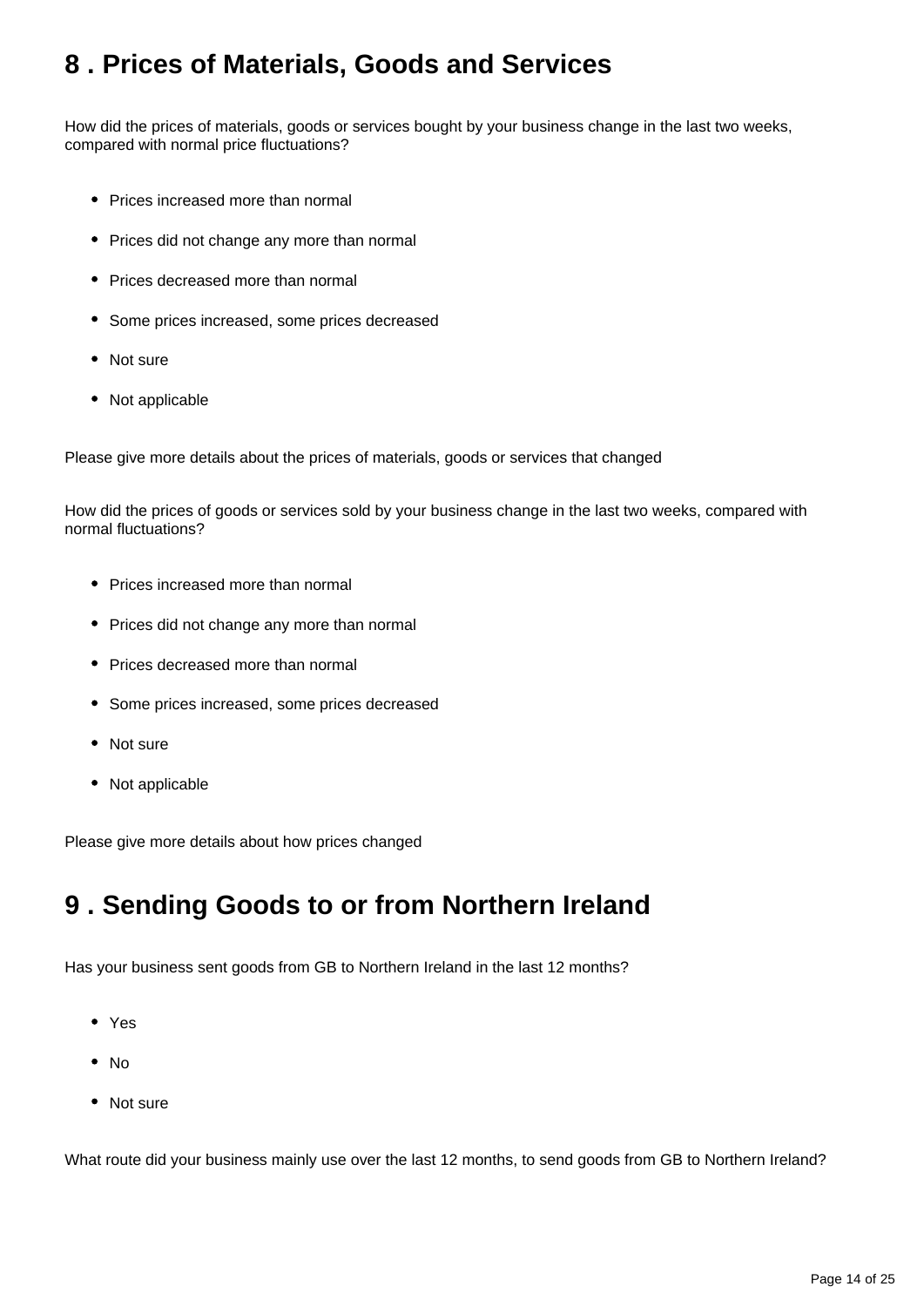## 8 . Prices of Materials, Goods and Services

How did the prices of materials, goods or services bought by your business change in the last two weeks, compared with normal price fluctuations?

- Prices increased more than normal
- Prices did not change any more than normal
- Prices decreased more than normal
- Some prices increased, some prices decreased
- Not sure
- Not applicable

Please give more details about the prices of materials, goods or services that changed

How did the prices of goods or services sold by your business change in the last two weeks, compared with normal fluctuations?

- Prices increased more than normal
- Prices did not change any more than normal
- Prices decreased more than normal
- Some prices increased, some prices decreased
- Not sure
- Not applicable

Please give more details about how prices changed

## 9 . Sending Goods to or from Northern Ireland

Has your business sent goods from GB to Northern Ireland in the last 12 months?

- Yes
- No
- Not sure

What route did your business mainly use over the last 12 months, to send goods from GB to Northern Ireland?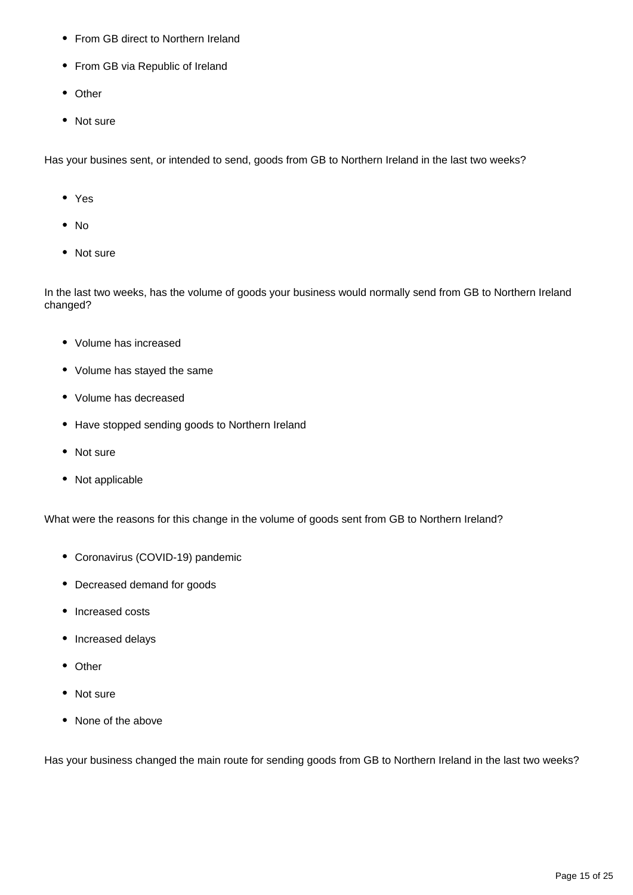- From GB direct to Northern Ireland
- From GB via Republic of Ireland
- Other
- Not sure

Has your busines sent, or intended to send, goods from GB to Northern Ireland in the last two weeks?

- Yes
- No
- Not sure

In the last two weeks, has the volume of goods your business would normally send from GB to Northern Ireland changed?

- Volume has increased
- Volume has stayed the same
- Volume has decreased
- Have stopped sending goods to Northern Ireland
- Not sure
- Not applicable

What were the reasons for this change in the volume of goods sent from GB to Northern Ireland?

- Coronavirus (COVID-19) pandemic
- Decreased demand for goods
- Increased costs
- Increased delays
- Other
- Not sure
- None of the above

Has your business changed the main route for sending goods from GB to Northern Ireland in the last two weeks?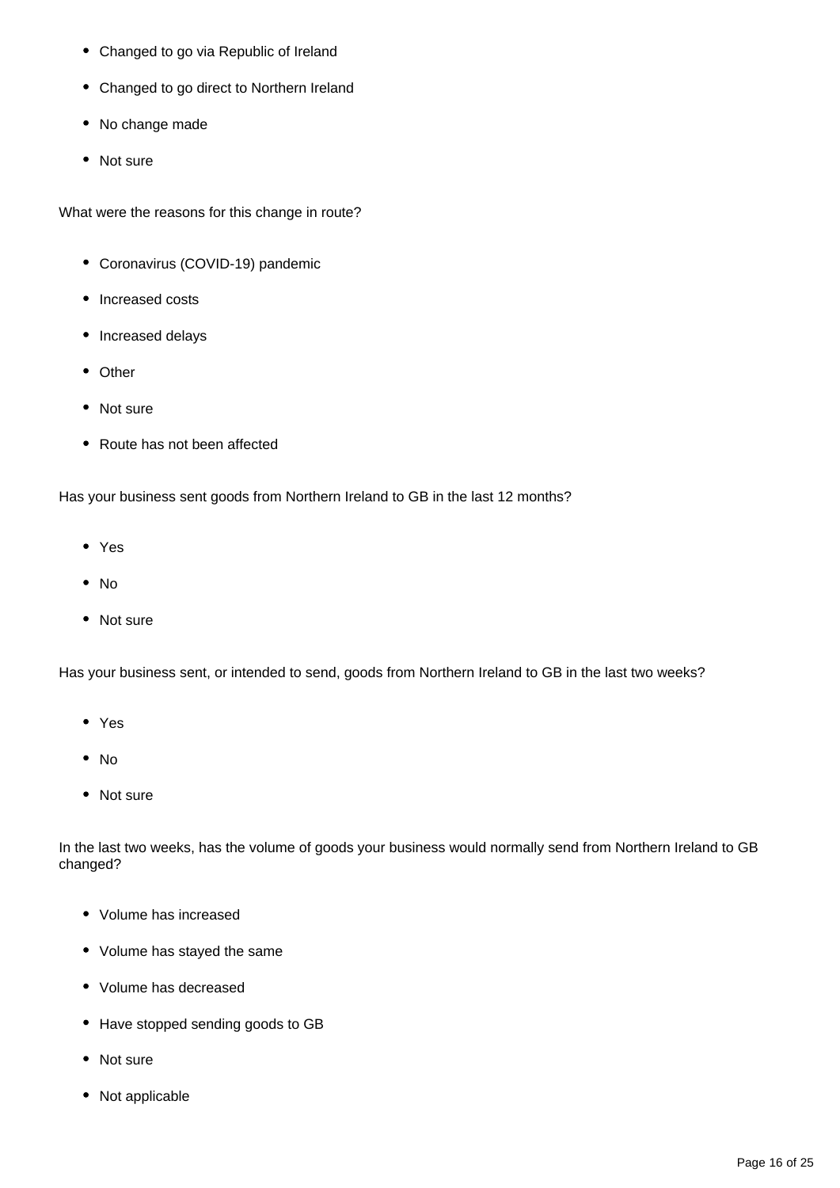- Changed to go via Republic of Ireland
- Changed to go direct to Northern Ireland
- No change made
- Not sure

What were the reasons for this change in route?

- Coronavirus (COVID-19) pandemic
- Increased costs
- Increased delays
- Other
- Not sure
- Route has not been affected

Has your business sent goods from Northern Ireland to GB in the last 12 months?

- Yes
- No
- Not sure

Has your business sent, or intended to send, goods from Northern Ireland to GB in the last two weeks?

- Yes
- No
- Not sure

In the last two weeks, has the volume of goods your business would normally send from Northern Ireland to GB changed?

- Volume has increased
- Volume has stayed the same
- Volume has decreased
- Have stopped sending goods to GB
- Not sure
- Not applicable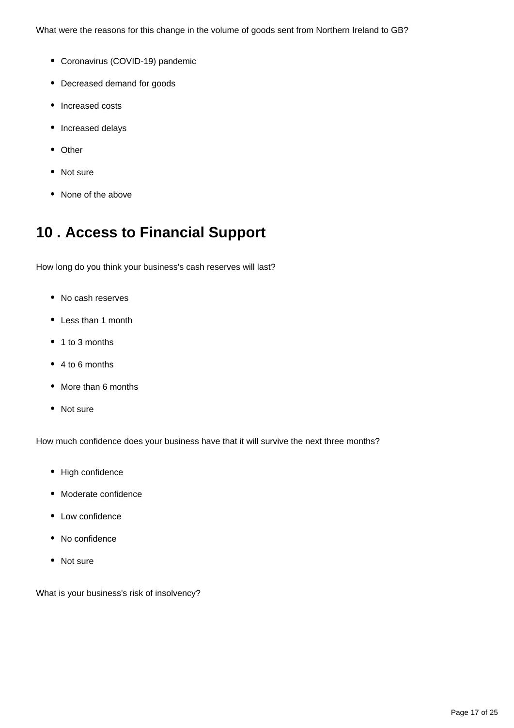What were the reasons for this change in the volume of goods sent from Northern Ireland to GB?

- Coronavirus (COVID-19) pandemic
- Decreased demand for goods
- Increased costs
- Increased delays
- Other
- Not sure
- None of the above

## 10 . Access to Financial Support

How long do you think your business's cash reserves will last?

- No cash reserves
- Less than 1 month
- 1 to 3 months
- 4 to 6 months
- More than 6 months
- Not sure

How much confidence does your business have that it will survive the next three months?

- High confidence
- Moderate confidence
- Low confidence
- No confidence
- Not sure

What is your business's risk of insolvency?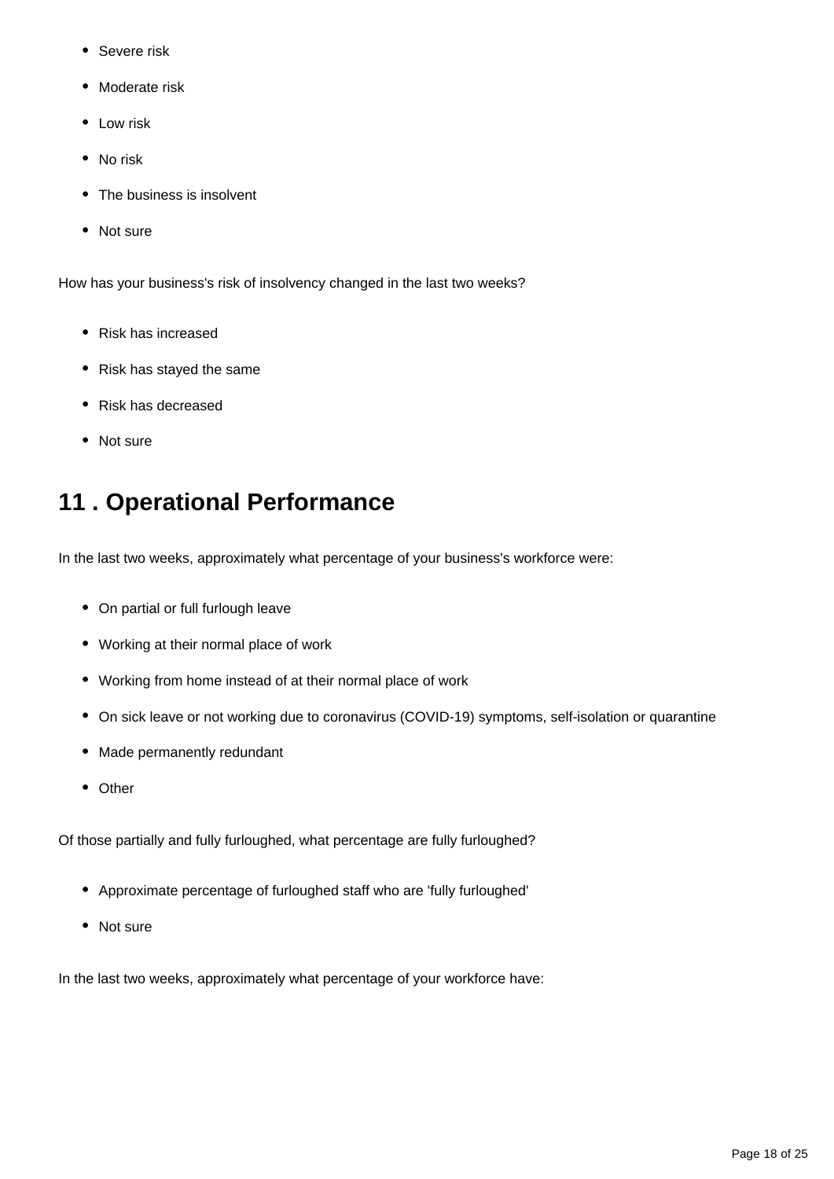- Severe risk
- Moderate risk
- Low risk
- No risk
- The business is insolvent
- Not sure

How has your business's risk of insolvency changed in the last two weeks?

- Risk has increased
- Risk has stayed the same
- Risk has decreased
- Not sure

## 11 . Operational Performance

In the last two weeks, approximately what percentage of your business's workforce were:

- On partial or full furlough leave
- Working at their normal place of work
- Working from home instead of at their normal place of work
- On sick leave or not working due to coronavirus (COVID-19) symptoms, self-isolation or quarantine
- Made permanently redundant
- Other

Of those partially and fully furloughed, what percentage are fully furloughed?

- Approximate percentage of furloughed staff who are 'fully furloughed'
- Not sure

In the last two weeks, approximately what percentage of your workforce have: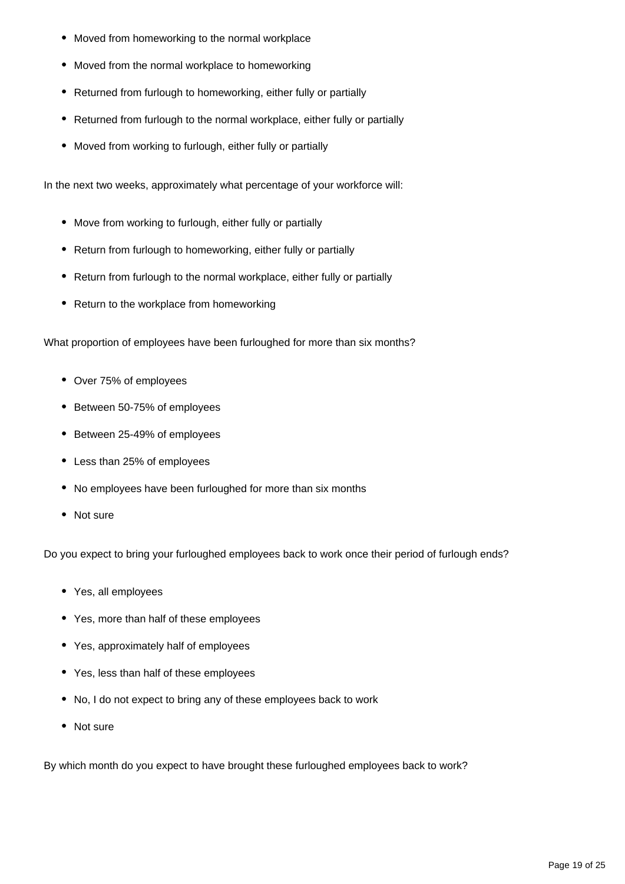- Moved from homeworking to the normal workplace
- Moved from the normal workplace to homeworking
- Returned from furlough to homeworking, either fully or partially
- Returned from furlough to the normal workplace, either fully or partially
- Moved from working to furlough, either fully or partially

In the next two weeks, approximately what percentage of your workforce will:

- Move from working to furlough, either fully or partially
- Return from furlough to homeworking, either fully or partially
- Return from furlough to the normal workplace, either fully or partially
- Return to the workplace from homeworking

What proportion of employees have been furloughed for more than six months?

- Over 75% of employees
- Between 50-75% of employees
- Between 25-49% of employees
- Less than 25% of employees
- No employees have been furloughed for more than six months
- Not sure

Do you expect to bring your furloughed employees back to work once their period of furlough ends?

- Yes, all employees
- Yes, more than half of these employees
- Yes, approximately half of employees
- Yes, less than half of these employees
- No, I do not expect to bring any of these employees back to work
- Not sure

By which month do you expect to have brought these furloughed employees back to work?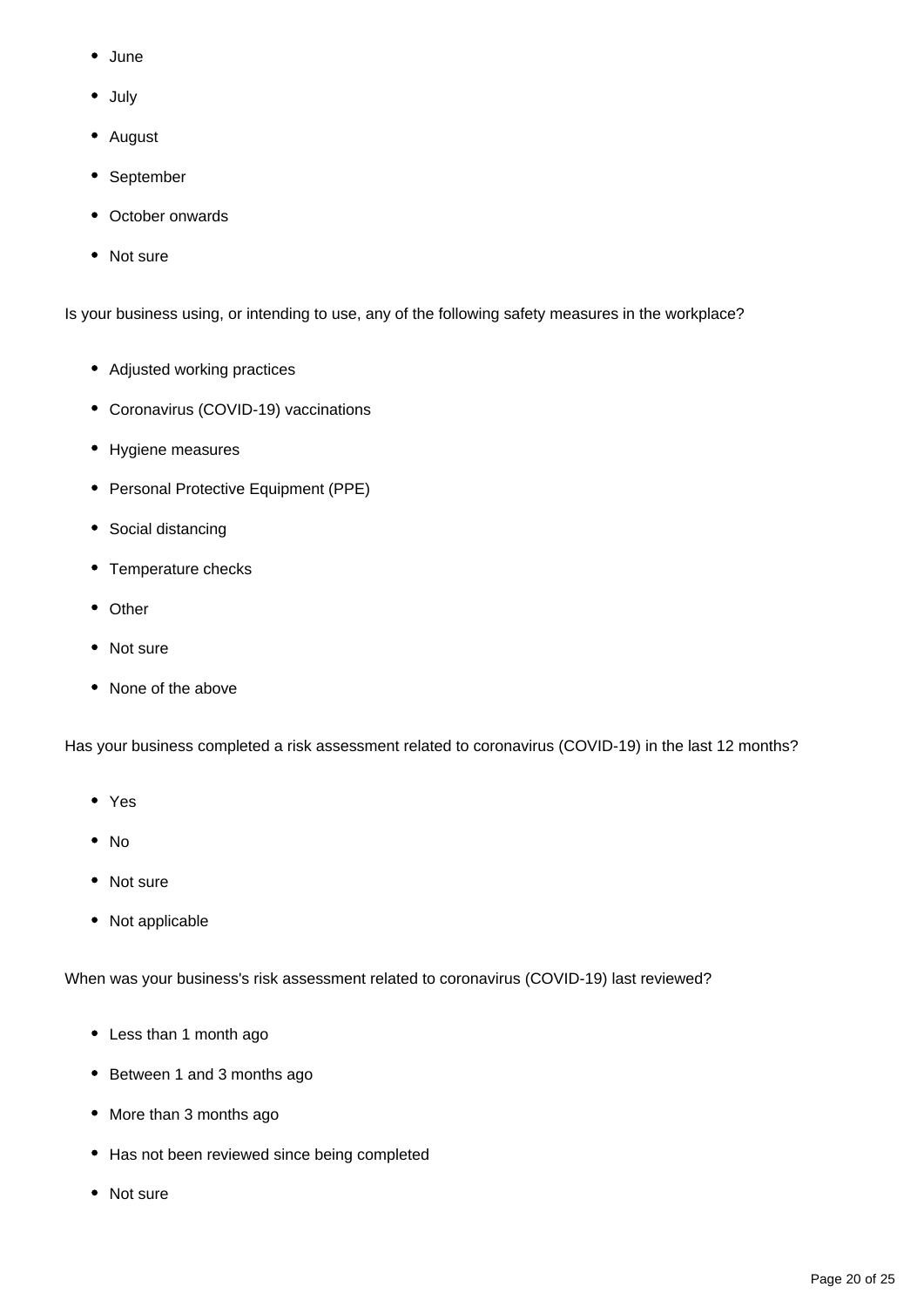- June
- July
- August
- September
- October onwards
- Not sure

Is your business using, or intending to use, any of the following safety measures in the workplace?

- Adjusted working practices
- Coronavirus (COVID-19) vaccinations
- Hygiene measures
- Personal Protective Equipment (PPE)
- Social distancing
- Temperature checks
- Other
- Not sure
- None of the above

Has your business completed a risk assessment related to coronavirus (COVID-19) in the last 12 months?

- Yes
- No
- Not sure
- Not applicable

When was your business's risk assessment related to coronavirus (COVID-19) last reviewed?

- Less than 1 month ago
- Between 1 and 3 months ago
- More than 3 months ago
- Has not been reviewed since being completed
- Not sure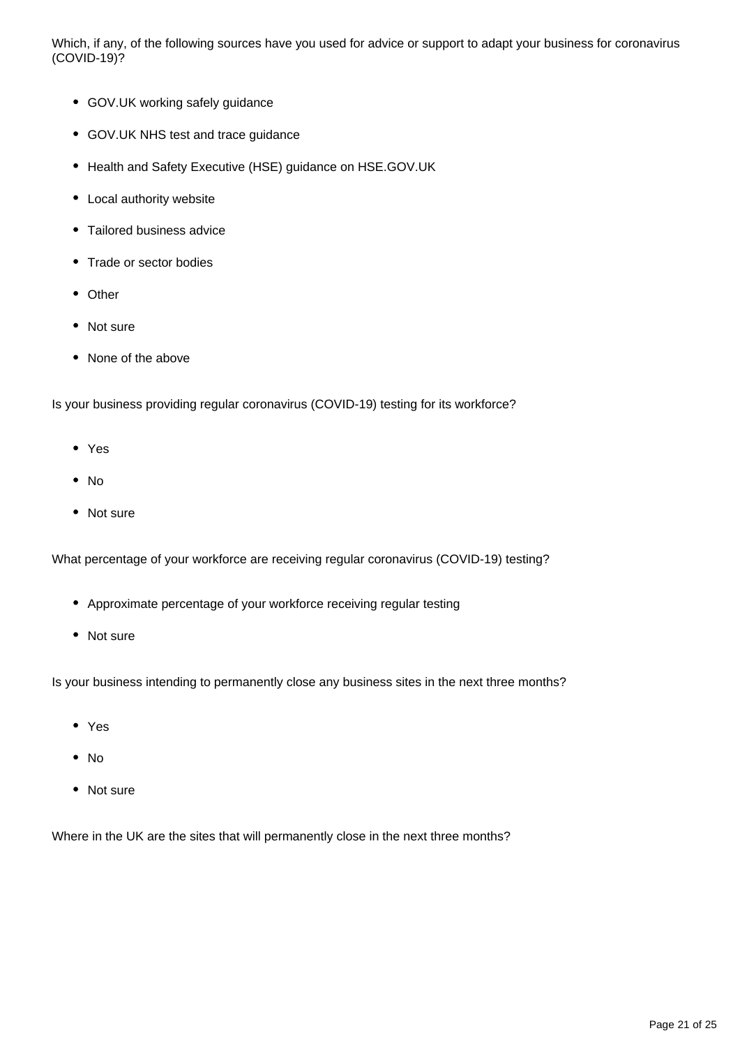Which, if any, of the following sources have you used for advice or support to adapt your business for coronavirus (COVID-19)?

- GOV.UK working safely guidance
- GOV.UK NHS test and trace guidance
- Health and Safety Executive (HSE) guidance on HSE.GOV.UK
- Local authority website
- Tailored business advice
- Trade or sector bodies
- Other
- Not sure
- None of the above

Is your business providing regular coronavirus (COVID-19) testing for its workforce?

- Yes
- No
- Not sure

What percentage of your workforce are receiving regular coronavirus (COVID-19) testing?

- Approximate percentage of your workforce receiving regular testing
- Not sure

Is your business intending to permanently close any business sites in the next three months?

- Yes
- No
- Not sure

Where in the UK are the sites that will permanently close in the next three months?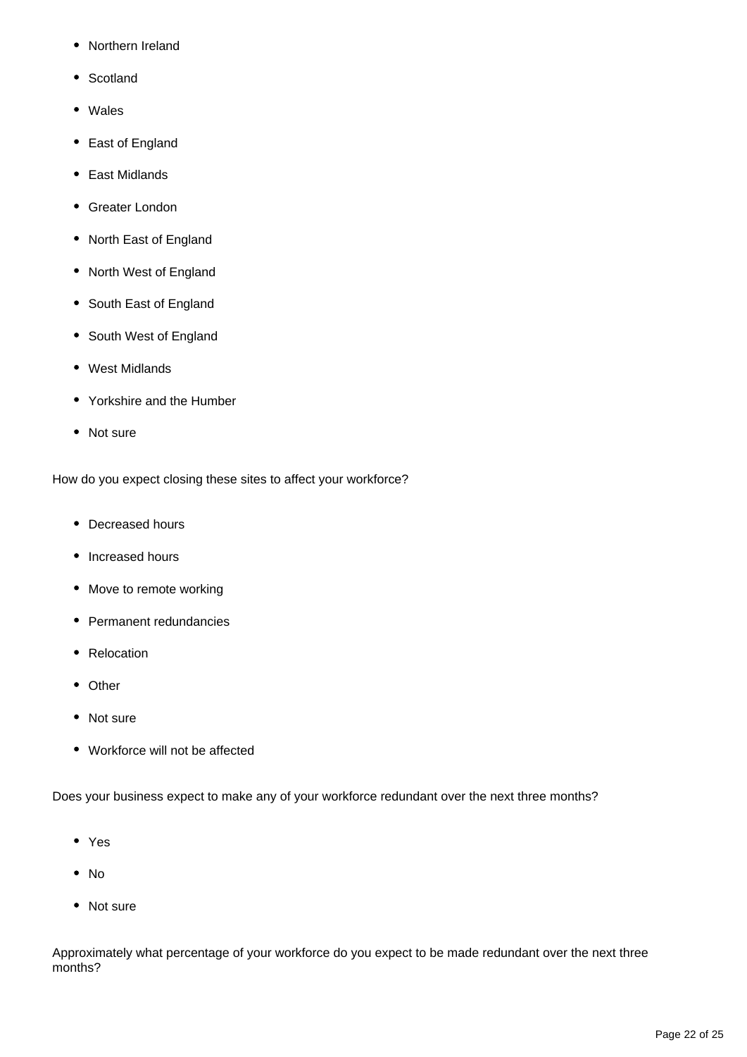- Northern Ireland
- Scotland
- Wales
- East of England
- East Midlands
- Greater London
- North East of England
- North West of England
- South East of England
- South West of England
- West Midlands
- Yorkshire and the Humber
- Not sure

How do you expect closing these sites to affect your workforce?

- Decreased hours
- Increased hours
- Move to remote working
- Permanent redundancies
- Relocation
- Other
- Not sure
- Workforce will not be affected

Does your business expect to make any of your workforce redundant over the next three months?

- Yes
- No
- Not sure

Approximately what percentage of your workforce do you expect to be made redundant over the next three months?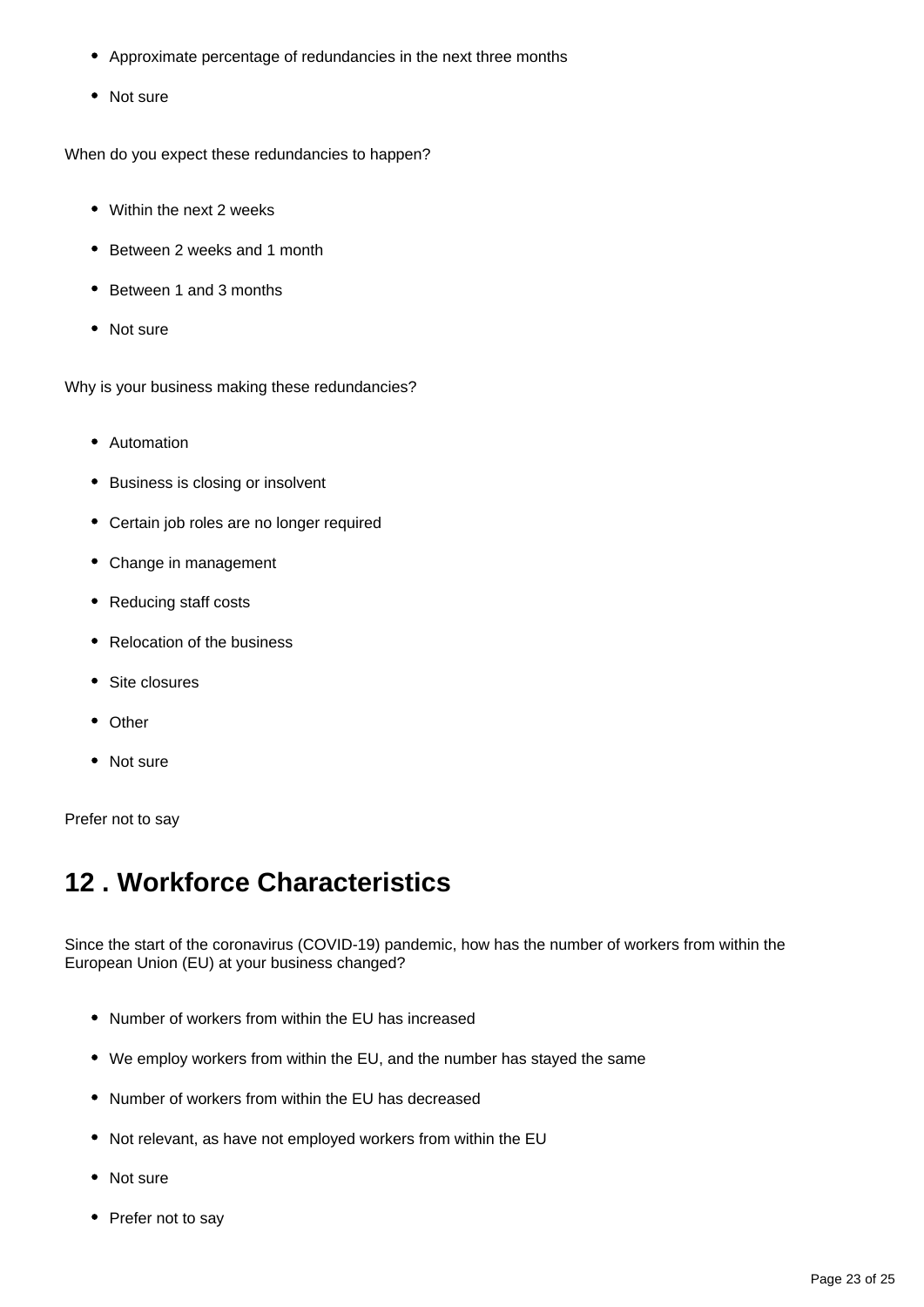- Approximate percentage of redundancies in the next three months
- Not sure

When do you expect these redundancies to happen?

- Within the next 2 weeks
- Between 2 weeks and 1 month
- Between 1 and 3 months
- Not sure

Why is your business making these redundancies?

- Automation
- Business is closing or insolvent
- Certain job roles are no longer required
- Change in management
- Reducing staff costs
- Relocation of the business
- Site closures
- Other
- Not sure

Prefer not to say

## 12 . Workforce Characteristics

Since the start of the coronavirus (COVID-19) pandemic, how has the number of workers from within the European Union (EU) at your business changed?

- Number of workers from within the EU has increased
- We employ workers from within the EU, and the number has stayed the same
- Number of workers from within the EU has decreased
- Not relevant, as have not employed workers from within the EU
- Not sure
- Prefer not to say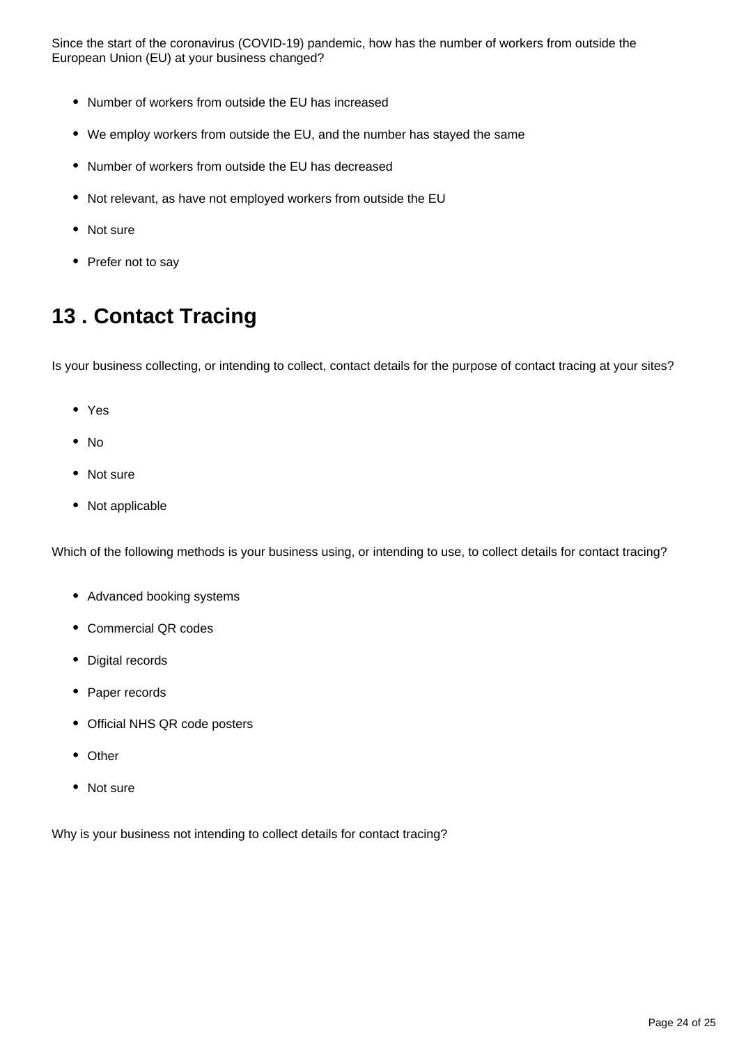Since the start of the coronavirus (COVID-19) pandemic, how has the number of workers from outside the European Union (EU) at your business changed?

- Number of workers from outside the EU has increased
- We employ workers from outside the EU, and the number has stayed the same
- Number of workers from outside the EU has decreased
- Not relevant, as have not employed workers from outside the EU
- Not sure
- Prefer not to say

## 13 . Contact Tracing

Is your business collecting, or intending to collect, contact details for the purpose of contact tracing at your sites?

- Yes
- No
- Not sure
- Not applicable

Which of the following methods is your business using, or intending to use, to collect details for contact tracing?

- Advanced booking systems
- Commercial QR codes
- Digital records
- Paper records
- Official NHS QR code posters
- Other
- Not sure

Why is your business not intending to collect details for contact tracing?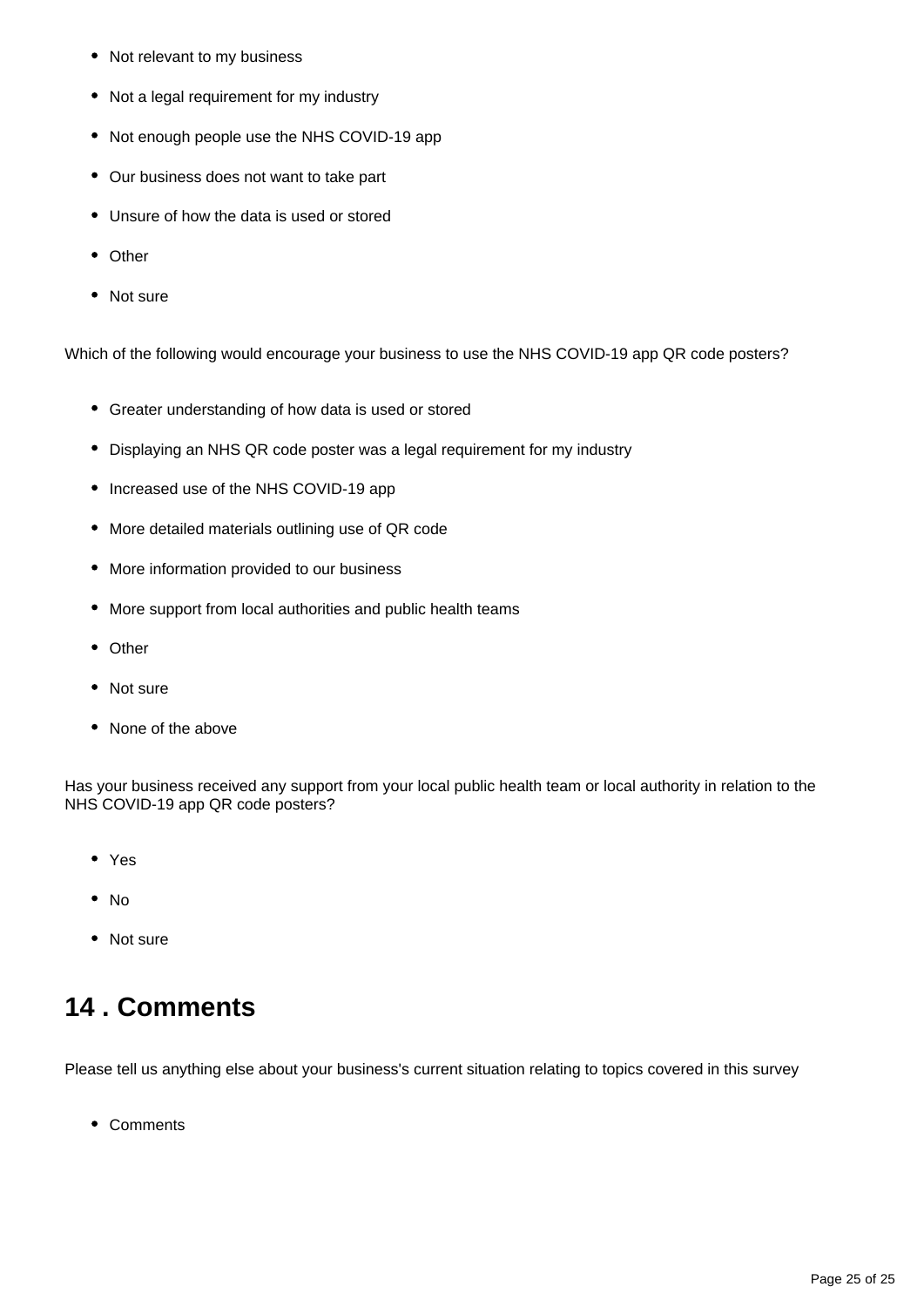- Not relevant to my business
- Not a legal requirement for my industry
- Not enough people use the NHS COVID-19 app
- Our business does not want to take part
- Unsure of how the data is used or stored
- Other
- Not sure

Which of the following would encourage your business to use the NHS COVID-19 app QR code posters?

- Greater understanding of how data is used or stored
- Displaying an NHS QR code poster was a legal requirement for my industry
- Increased use of the NHS COVID-19 app
- More detailed materials outlining use of QR code
- More information provided to our business
- More support from local authorities and public health teams
- Other
- Not sure
- None of the above

Has your business received any support from your local public health team or local authority in relation to the NHS COVID-19 app QR code posters?

- Yes
- No
- Not sure

## 14 . Comments

Please tell us anything else about your business's current situation relating to topics covered in this survey

- Comments